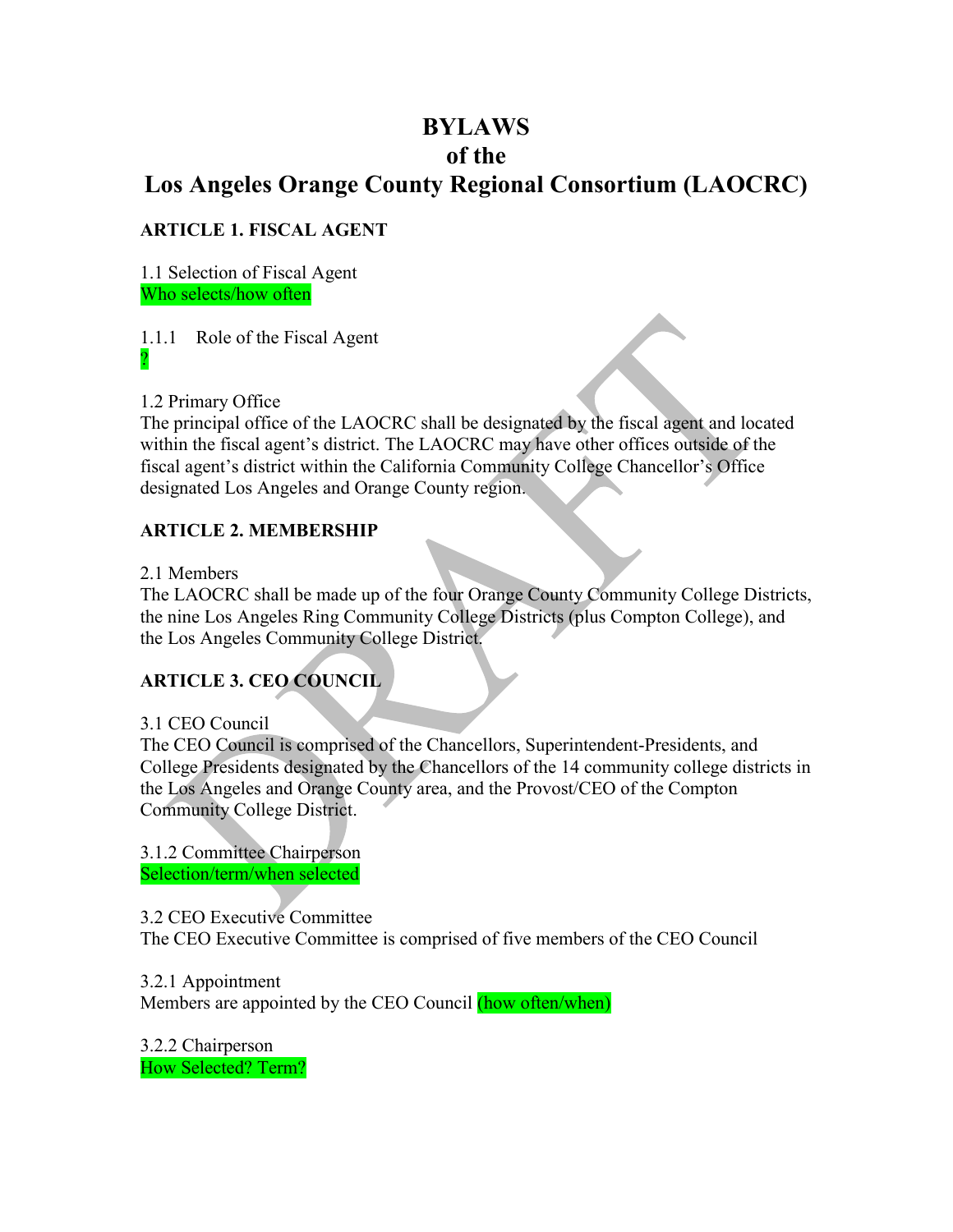# BYLAWS
# of the
# Los Angeles Orange County Regional Consortium (LAOCRC)

## ARTICLE 1. FISCAL AGENT

1.1 Selection of Fiscal Agent
Who selects/how often

1.1.1 Role of the Fiscal Agent
?

1.2 Primary Office
The principal office of the LAOCRC shall be designated by the fiscal agent and located within the fiscal agent's district. The LAOCRC may have other offices outside of the fiscal agent's district within the California Community College Chancellor's Office designated Los Angeles and Orange County region.

## ARTICLE 2. MEMBERSHIP

2.1 Members
The LAOCRC shall be made up of the four Orange County Community College Districts, the nine Los Angeles Ring Community College Districts (plus Compton College), and the Los Angeles Community College District.

## ARTICLE 3. CEO COUNCIL

3.1 CEO Council
The CEO Council is comprised of the Chancellors, Superintendent-Presidents, and College Presidents designated by the Chancellors of the 14 community college districts in the Los Angeles and Orange County area, and the Provost/CEO of the Compton Community College District.

3.1.2 Committee Chairperson
Selection/term/when selected

3.2 CEO Executive Committee
The CEO Executive Committee is comprised of five members of the CEO Council

3.2.1 Appointment
Members are appointed by the CEO Council (how often/when)

3.2.2 Chairperson
How Selected? Term?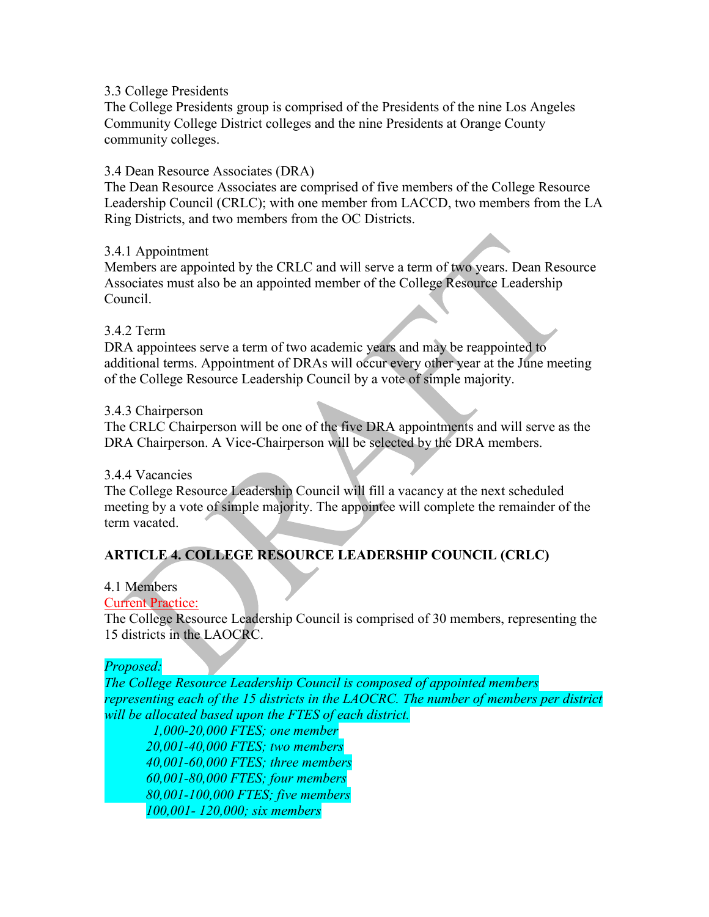3.3 College Presidents

The College Presidents group is comprised of the Presidents of the nine Los Angeles Community College District colleges and the nine Presidents at Orange County community colleges.

3.4 Dean Resource Associates (DRA)

The Dean Resource Associates are comprised of five members of the College Resource Leadership Council (CRLC); with one member from LACCD, two members from the LA Ring Districts, and two members from the OC Districts.

3.4.1 Appointment

Members are appointed by the CRLC and will serve a term of two years. Dean Resource Associates must also be an appointed member of the College Resource Leadership Council.

3.4.2 Term

DRA appointees serve a term of two academic years and may be reappointed to additional terms. Appointment of DRAs will occur every other year at the June meeting of the College Resource Leadership Council by a vote of simple majority.

3.4.3 Chairperson

The CRLC Chairperson will be one of the five DRA appointments and will serve as the DRA Chairperson. A Vice-Chairperson will be selected by the DRA members.

3.4.4 Vacancies

The College Resource Leadership Council will fill a vacancy at the next scheduled meeting by a vote of simple majority. The appointee will complete the remainder of the term vacated.

## ARTICLE 4. COLLEGE RESOURCE LEADERSHIP COUNCIL (CRLC)

4.1 Members

Current Practice:

The College Resource Leadership Council is comprised of 30 members, representing the 15 districts in the LAOCRC.

*Proposed:*

*The College Resource Leadership Council is composed of appointed members representing each of the 15 districts in the LAOCRC. The number of members per district will be allocated based upon the FTES of each district.*

*1,000-20,000 FTES; one member*
*20,001-40,000 FTES; two members*
*40,001-60,000 FTES; three members*
*60,001-80,000 FTES; four members*
*80,001-100,000 FTES; five members*
*100,001- 120,000; six members*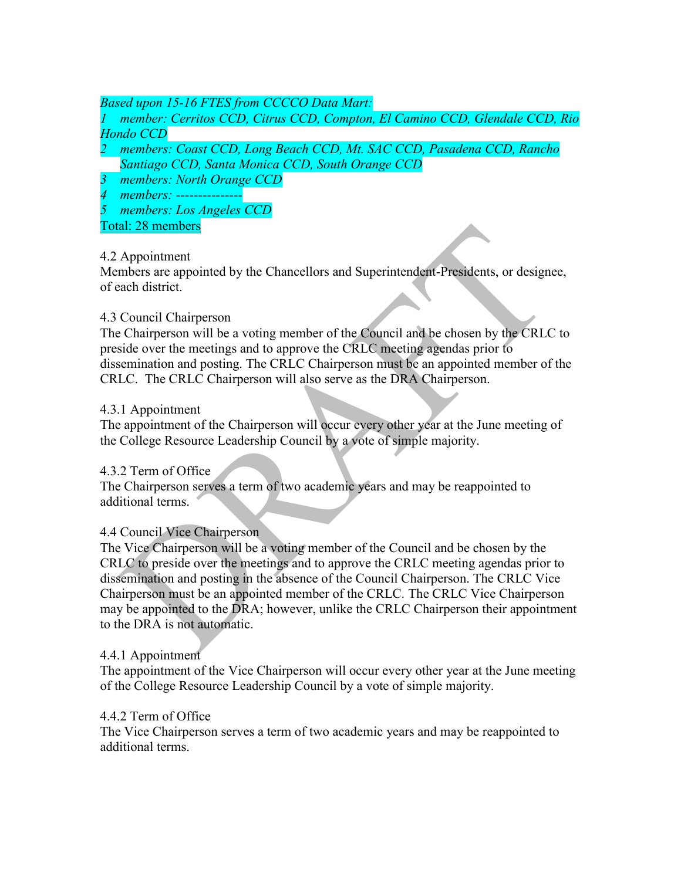*Based upon 15-16 FTES from CCCCO Data Mart:*

*1 member: Cerritos CCD, Citrus CCD, Compton, El Camino CCD, Glendale CCD, Rio Hondo CCD*

*2 members: Coast CCD, Long Beach CCD, Mt. SAC CCD, Pasadena CCD, Rancho Santiago CCD, Santa Monica CCD, South Orange CCD*

*3 members: North Orange CCD*

*4 members: --------------*

*5 members: Los Angeles CCD*

Total: 28 members

4.2 Appointment

Members are appointed by the Chancellors and Superintendent-Presidents, or designee, of each district.

4.3 Council Chairperson

The Chairperson will be a voting member of the Council and be chosen by the CRLC to preside over the meetings and to approve the CRLC meeting agendas prior to dissemination and posting. The CRLC Chairperson must be an appointed member of the CRLC. The CRLC Chairperson will also serve as the DRA Chairperson.

4.3.1 Appointment

The appointment of the Chairperson will occur every other year at the June meeting of the College Resource Leadership Council by a vote of simple majority.

4.3.2 Term of Office

The Chairperson serves a term of two academic years and may be reappointed to additional terms.

4.4 Council Vice Chairperson

The Vice Chairperson will be a voting member of the Council and be chosen by the CRLC to preside over the meetings and to approve the CRLC meeting agendas prior to dissemination and posting in the absence of the Council Chairperson. The CRLC Vice Chairperson must be an appointed member of the CRLC. The CRLC Vice Chairperson may be appointed to the DRA; however, unlike the CRLC Chairperson their appointment to the DRA is not automatic.

4.4.1 Appointment

The appointment of the Vice Chairperson will occur every other year at the June meeting of the College Resource Leadership Council by a vote of simple majority.

4.4.2 Term of Office

The Vice Chairperson serves a term of two academic years and may be reappointed to additional terms.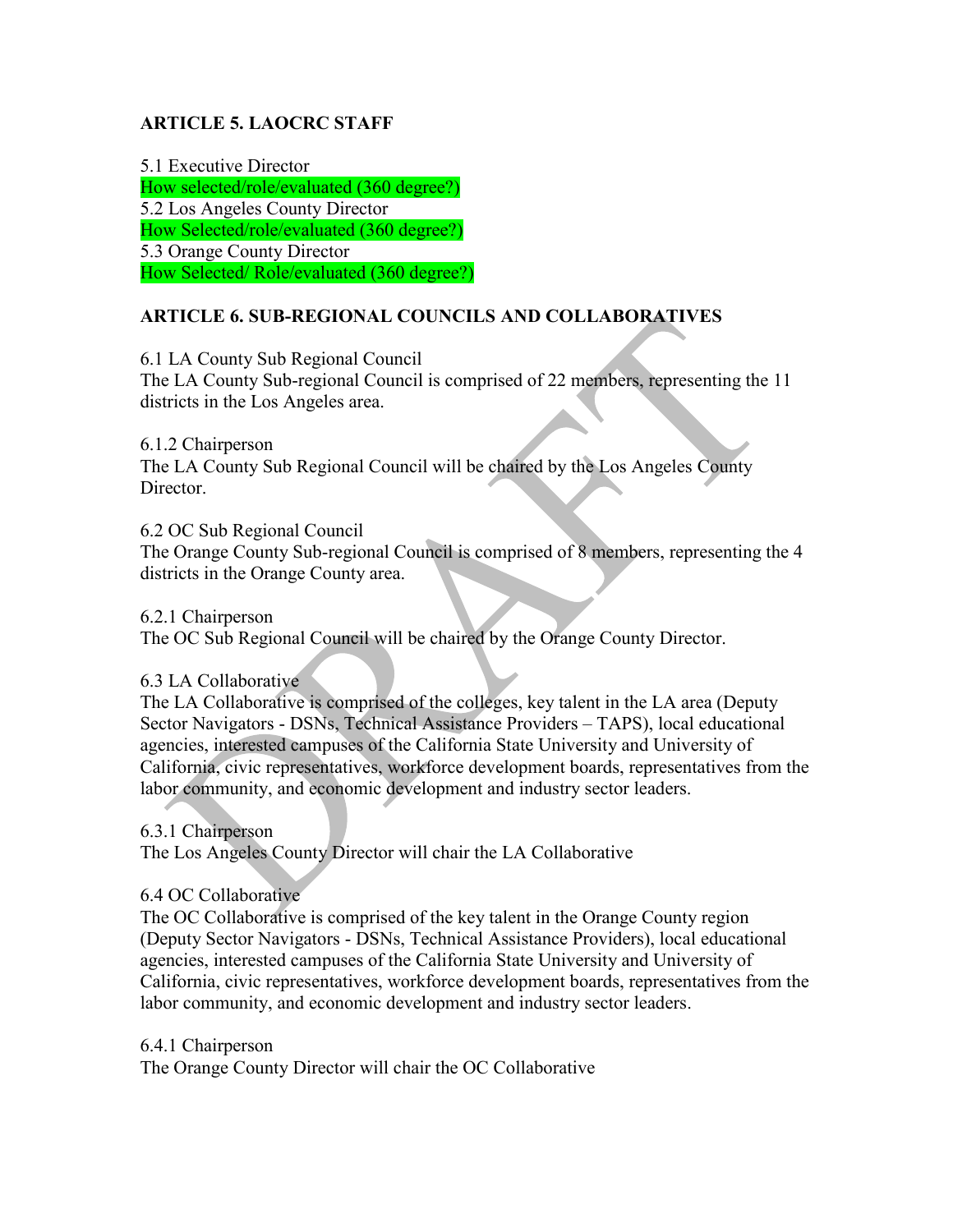**ARTICLE 5. LAOCRC STAFF**

5.1 Executive Director
How selected/role/evaluated (360 degree?)
5.2 Los Angeles County Director
How Selected/role/evaluated (360 degree?)
5.3 Orange County Director
How Selected/ Role/evaluated (360 degree?)

**ARTICLE 6. SUB-REGIONAL COUNCILS AND COLLABORATIVES**

6.1 LA County Sub Regional Council
The LA County Sub-regional Council is comprised of 22 members, representing the 11 districts in the Los Angeles area.

6.1.2 Chairperson
The LA County Sub Regional Council will be chaired by the Los Angeles County Director.

6.2 OC Sub Regional Council
The Orange County Sub-regional Council is comprised of 8 members, representing the 4 districts in the Orange County area.

6.2.1 Chairperson
The OC Sub Regional Council will be chaired by the Orange County Director.

6.3 LA Collaborative
The LA Collaborative is comprised of the colleges, key talent in the LA area (Deputy Sector Navigators - DSNs, Technical Assistance Providers – TAPS), local educational agencies, interested campuses of the California State University and University of California, civic representatives, workforce development boards, representatives from the labor community, and economic development and industry sector leaders.

6.3.1 Chairperson
The Los Angeles County Director will chair the LA Collaborative

6.4 OC Collaborative
The OC Collaborative is comprised of the key talent in the Orange County region (Deputy Sector Navigators - DSNs, Technical Assistance Providers), local educational agencies, interested campuses of the California State University and University of California, civic representatives, workforce development boards, representatives from the labor community, and economic development and industry sector leaders.

6.4.1 Chairperson
The Orange County Director will chair the OC Collaborative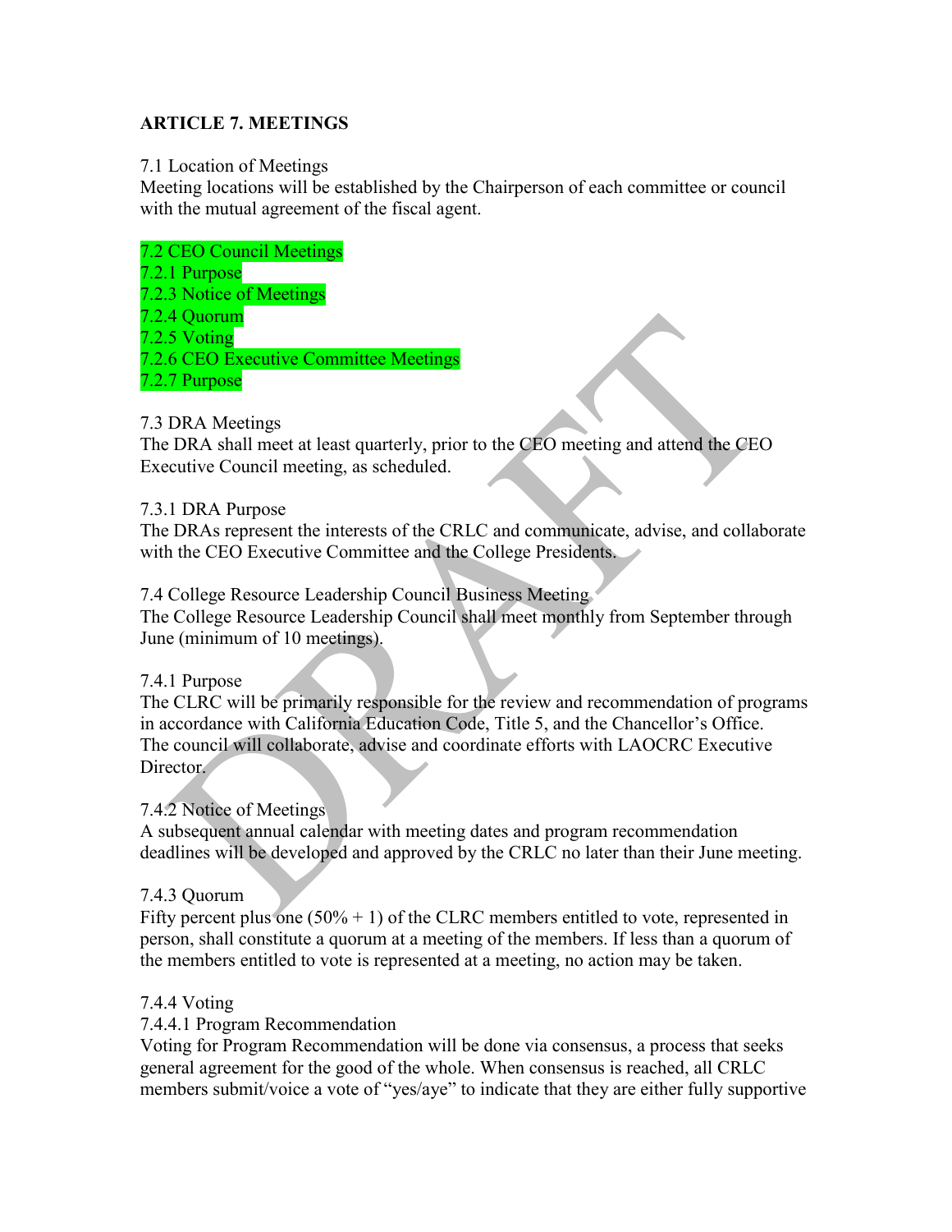**ARTICLE 7. MEETINGS**

7.1 Location of Meetings
Meeting locations will be established by the Chairperson of each committee or council with the mutual agreement of the fiscal agent.

7.2 CEO Council Meetings
7.2.1 Purpose
7.2.3 Notice of Meetings
7.2.4 Quorum
7.2.5 Voting
7.2.6 CEO Executive Committee Meetings
7.2.7 Purpose

7.3 DRA Meetings
The DRA shall meet at least quarterly, prior to the CEO meeting and attend the CEO Executive Council meeting, as scheduled.

7.3.1 DRA Purpose
The DRAs represent the interests of the CRLC and communicate, advise, and collaborate with the CEO Executive Committee and the College Presidents.

7.4 College Resource Leadership Council Business Meeting
The College Resource Leadership Council shall meet monthly from September through June (minimum of 10 meetings).

7.4.1 Purpose
The CLRC will be primarily responsible for the review and recommendation of programs in accordance with California Education Code, Title 5, and the Chancellor's Office. The council will collaborate, advise and coordinate efforts with LAOCRC Executive Director.

7.4.2 Notice of Meetings
A subsequent annual calendar with meeting dates and program recommendation deadlines will be developed and approved by the CRLC no later than their June meeting.

7.4.3 Quorum
Fifty percent plus one (50% + 1) of the CLRC members entitled to vote, represented in person, shall constitute a quorum at a meeting of the members. If less than a quorum of the members entitled to vote is represented at a meeting, no action may be taken.

7.4.4 Voting
7.4.4.1 Program Recommendation
Voting for Program Recommendation will be done via consensus, a process that seeks general agreement for the good of the whole. When consensus is reached, all CRLC members submit/voice a vote of "yes/aye" to indicate that they are either fully supportive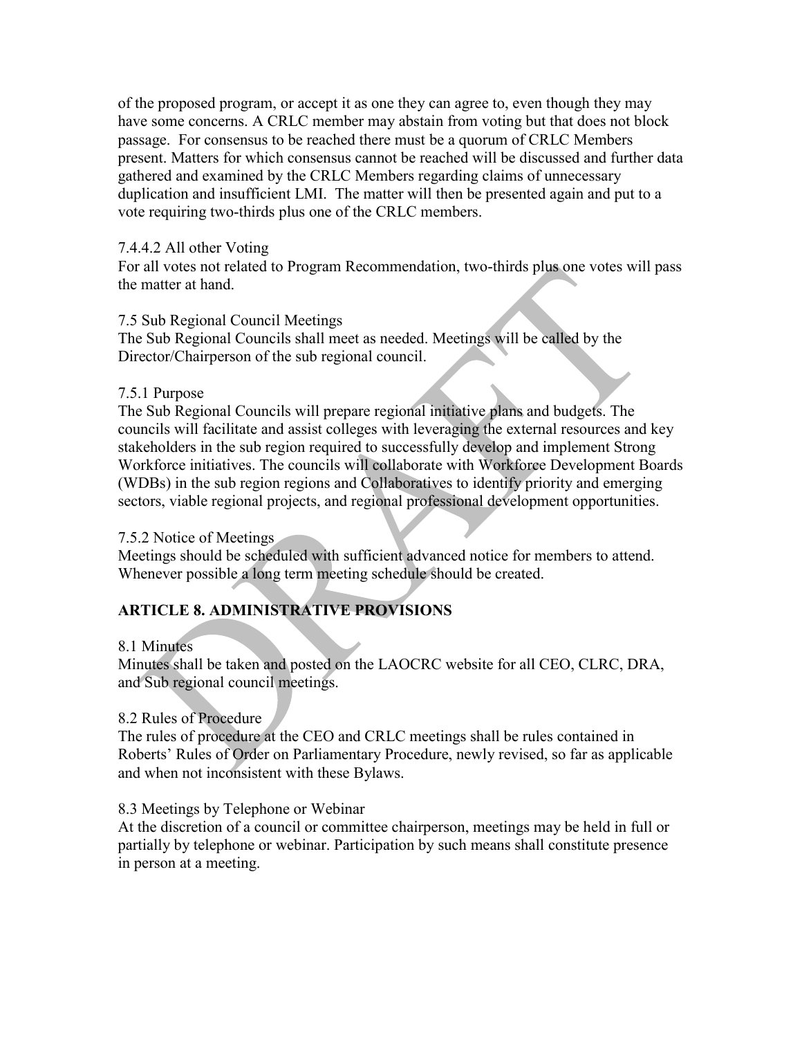of the proposed program, or accept it as one they can agree to, even though they may have some concerns. A CRLC member may abstain from voting but that does not block passage. For consensus to be reached there must be a quorum of CRLC Members present. Matters for which consensus cannot be reached will be discussed and further data gathered and examined by the CRLC Members regarding claims of unnecessary duplication and insufficient LMI. The matter will then be presented again and put to a vote requiring two-thirds plus one of the CRLC members.

7.4.4.2 All other Voting

For all votes not related to Program Recommendation, two-thirds plus one votes will pass the matter at hand.

7.5 Sub Regional Council Meetings

The Sub Regional Councils shall meet as needed. Meetings will be called by the Director/Chairperson of the sub regional council.

7.5.1 Purpose

The Sub Regional Councils will prepare regional initiative plans and budgets. The councils will facilitate and assist colleges with leveraging the external resources and key stakeholders in the sub region required to successfully develop and implement Strong Workforce initiatives. The councils will collaborate with Workforce Development Boards (WDBs) in the sub region regions and Collaboratives to identify priority and emerging sectors, viable regional projects, and regional professional development opportunities.

7.5.2 Notice of Meetings

Meetings should be scheduled with sufficient advanced notice for members to attend. Whenever possible a long term meeting schedule should be created.

## ARTICLE 8. ADMINISTRATIVE PROVISIONS

8.1 Minutes

Minutes shall be taken and posted on the LAOCRC website for all CEO, CLRC, DRA, and Sub regional council meetings.

8.2 Rules of Procedure

The rules of procedure at the CEO and CRLC meetings shall be rules contained in Roberts' Rules of Order on Parliamentary Procedure, newly revised, so far as applicable and when not inconsistent with these Bylaws.

8.3 Meetings by Telephone or Webinar

At the discretion of a council or committee chairperson, meetings may be held in full or partially by telephone or webinar. Participation by such means shall constitute presence in person at a meeting.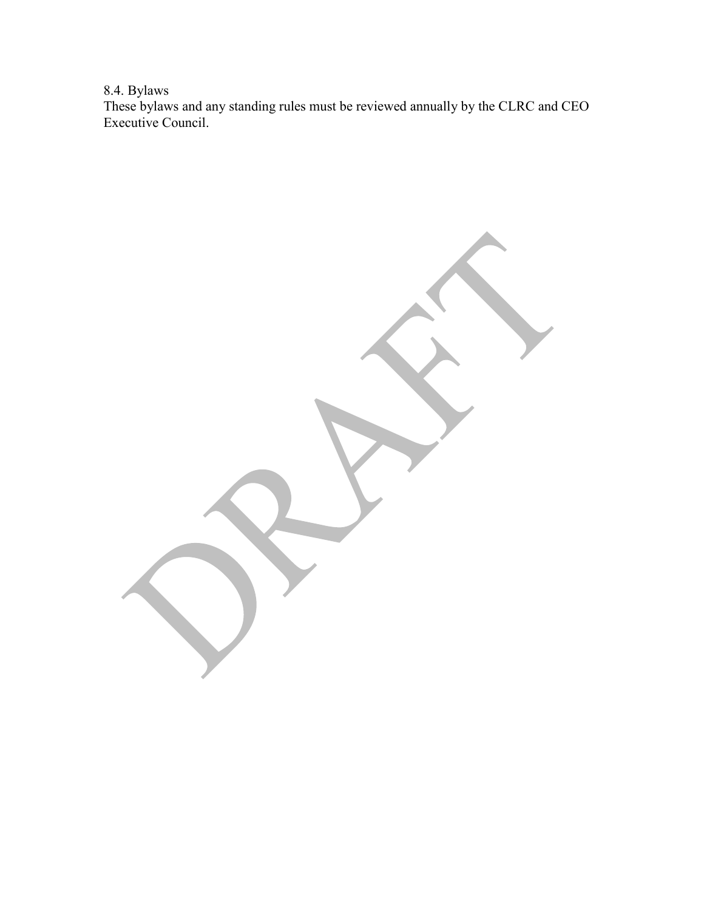8.4. Bylaws

These bylaws and any standing rules must be reviewed annually by the CLRC and CEO Executive Council.